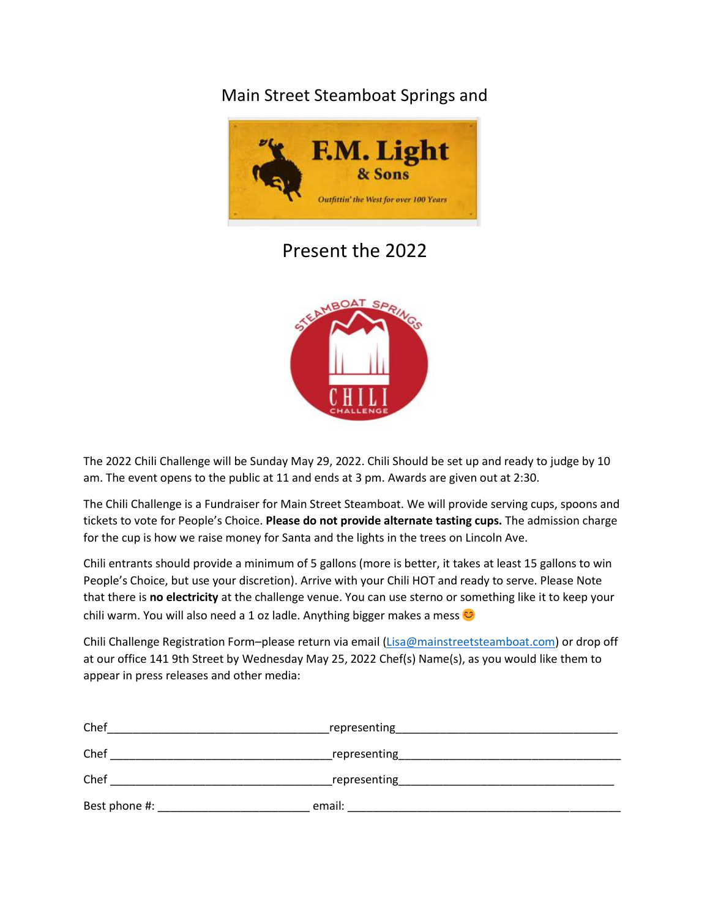Main Street Steamboat Springs and

F.M. Light & Sons

*Outfittin' the West for over 100 Years*

Present the 2022

STEAMBOAT SPRINGS CHILI CHALLENGE

The 2022 Chili Challenge will be Sunday May 29, 2022. Chili Should be set up and ready to judge by 10 am. The event opens to the public at 11 and ends at 3 pm. Awards are given out at 2:30.

The Chili Challenge is a Fundraiser for Main Street Steamboat. We will provide serving cups, spoons and tickets to vote for People's Choice. **Please do not provide alternate tasting cups.** The admission charge for the cup is how we raise money for Santa and the lights in the trees on Lincoln Ave.

Chili entrants should provide a minimum of 5 gallons (more is better, it takes at least 15 gallons to win People's Choice, but use your discretion). Arrive with your Chili HOT and ready to serve. Please Note that there is **no electricity** at the challenge venue. You can use sterno or something like it to keep your chili warm. You will also need a 1 oz ladle. Anything bigger makes a mess 😊

Chili Challenge Registration Form–please return via email (Lisa@mainstreetsteamboat.com) or drop off at our office 141 9th Street by Wednesday May 25, 2022 Chef(s) Name(s), as you would like them to appear in press releases and other media:

Chef___________________________________representing___________________________________

Chef ___________________________________representing___________________________________

Chef ___________________________________representing_________________________________

Best phone #: ________________________ email: ___________________________________________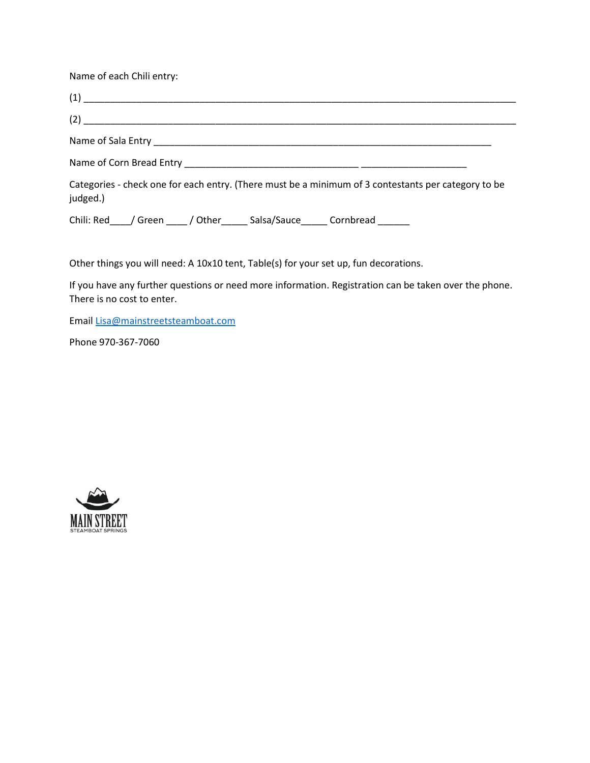Name of each Chili entry:

(1) ______________________________________________________________________________

(2) ______________________________________________________________________________

Name of Sala Entry ____________________________________________________________

Name of Corn Bread Entry _______________________________ ___________________

Categories - check one for each entry. (There must be a minimum of 3 contestants per category to be judged.)

Chili: Red____/ Green ____ / Other_____ Salsa/Sauce_____ Cornbread ______

Other things you will need: A 10x10 tent, Table(s) for your set up, fun decorations.

If you have any further questions or need more information. Registration can be taken over the phone. There is no cost to enter.

Email Lisa@mainstreetsteamboat.com

Phone 970-367-7060

MAIN STREET
STEAMBOAT SPRINGS